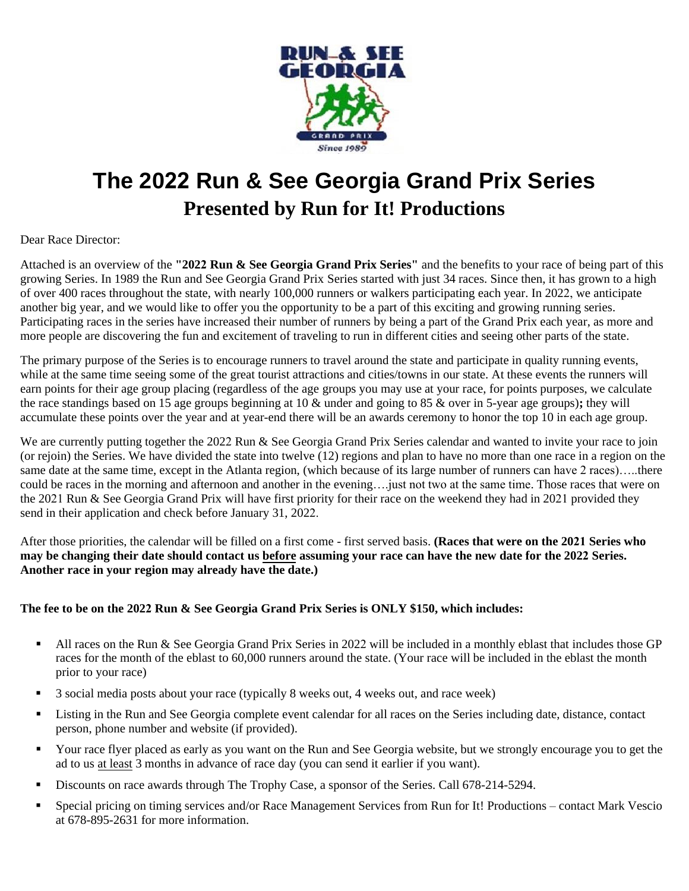# The 2022 Run & See Georgia Grand Prix Series

## Presented by Run for It! Productions

Dear Race Director:

Attached is an overview of the **"2022 Run & See Georgia Grand Prix Series"** and the benefits to your race of being part of this growing Series. In 1989 the Run and See Georgia Grand Prix Series started with just 34 races. Since then, it has grown to a high of over 400 races throughout the state, with nearly 100,000 runners or walkers participating each year. In 2022, we anticipate another big year, and we would like to offer you the opportunity to be a part of this exciting and growing running series. Participating races in the series have increased their number of runners by being a part of the Grand Prix each year, as more and more people are discovering the fun and excitement of traveling to run in different cities and seeing other parts of the state.

The primary purpose of the Series is to encourage runners to travel around the state and participate in quality running events, while at the same time seeing some of the great tourist attractions and cities/towns in our state. At these events the runners will earn points for their age group placing (regardless of the age groups you may use at your race, for points purposes, we calculate the race standings based on 15 age groups beginning at 10 & under and going to 85 & over in 5-year age groups)**;** they will accumulate these points over the year and at year-end there will be an awards ceremony to honor the top 10 in each age group.

We are currently putting together the 2022 Run & See Georgia Grand Prix Series calendar and wanted to invite your race to join (or rejoin) the Series. We have divided the state into twelve (12) regions and plan to have no more than one race in a region on the same date at the same time, except in the Atlanta region, (which because of its large number of runners can have 2 races)…..there could be races in the morning and afternoon and another in the evening….just not two at the same time. Those races that were on the 2021 Run & See Georgia Grand Prix will have first priority for their race on the weekend they had in 2021 provided they send in their application and check before January 31, 2022.

After those priorities, the calendar will be filled on a first come - first served basis. **(Races that were on the 2021 Series who may be changing their date should contact us <u>before</u> assuming your race can have the new date for the 2022 Series. Another race in your region may already have the date.)**

**The fee to be on the 2022 Run & See Georgia Grand Prix Series is ONLY $150, which includes:**

- All races on the Run & See Georgia Grand Prix Series in 2022 will be included in a monthly eblast that includes those GP races for the month of the eblast to 60,000 runners around the state. (Your race will be included in the eblast the month prior to your race)
- 3 social media posts about your race (typically 8 weeks out, 4 weeks out, and race week)
- Listing in the Run and See Georgia complete event calendar for all races on the Series including date, distance, contact person, phone number and website (if provided).
- Your race flyer placed as early as you want on the Run and See Georgia website, but we strongly encourage you to get the ad to us <u>at least</u> 3 months in advance of race day (you can send it earlier if you want).
- Discounts on race awards through The Trophy Case, a sponsor of the Series. Call 678-214-5294.
- Special pricing on timing services and/or Race Management Services from Run for It! Productions – contact Mark Vescio at 678-895-2631 for more information.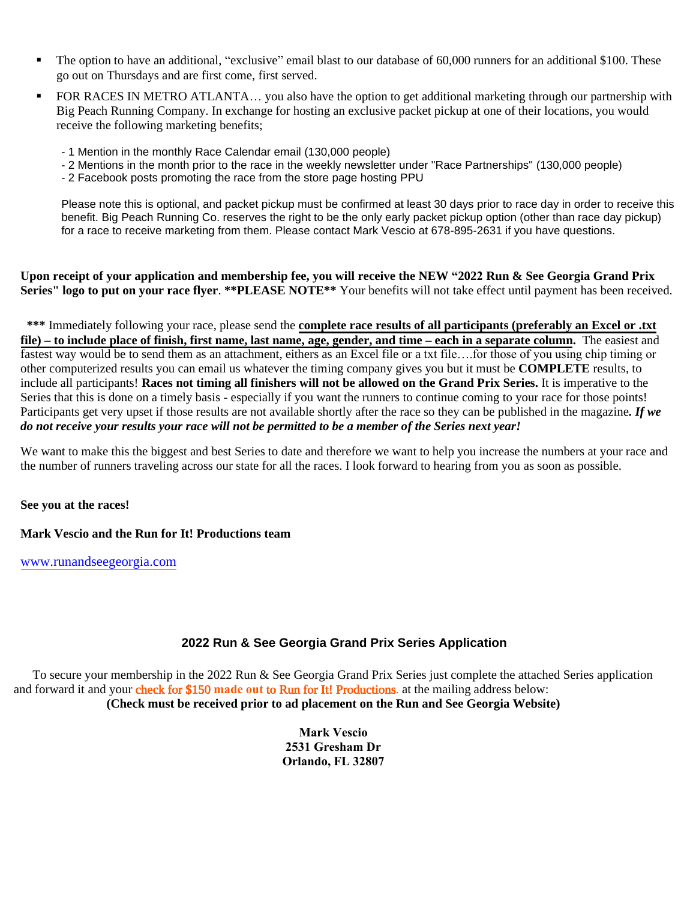- The option to have an additional, "exclusive" email blast to our database of 60,000 runners for an additional $100. These go out on Thursdays and are first come, first served.
- FOR RACES IN METRO ATLANTA… you also have the option to get additional marketing through our partnership with Big Peach Running Company. In exchange for hosting an exclusive packet pickup at one of their locations, you would receive the following marketing benefits;

  - 1 Mention in the monthly Race Calendar email (130,000 people)
  - 2 Mentions in the month prior to the race in the weekly newsletter under "Race Partnerships" (130,000 people)
  - 2 Facebook posts promoting the race from the store page hosting PPU

  Please note this is optional, and packet pickup must be confirmed at least 30 days prior to race day in order to receive this benefit. Big Peach Running Co. reserves the right to be the only early packet pickup option (other than race day pickup) for a race to receive marketing from them. Please contact Mark Vescio at 678-895-2631 if you have questions.

**Upon receipt of your application and membership fee, you will receive the NEW "2022 Run & See Georgia Grand Prix Series" logo to put on your race flyer**. **\*\*PLEASE NOTE\*\*** Your benefits will not take effect until payment has been received.

**\*\*\*** Immediately following your race, please send the **complete race results of all participants (preferably an Excel or .txt file) – to include place of finish, first name, last name, age, gender, and time – each in a separate column.** The easiest and fastest way would be to send them as an attachment, eithers as an Excel file or a txt file….for those of you using chip timing or other computerized results you can email us whatever the timing company gives you but it must be **COMPLETE** results, to include all participants! **Races not timing all finishers will not be allowed on the Grand Prix Series.** It is imperative to the Series that this is done on a timely basis - especially if you want the runners to continue coming to your race for those points! Participants get very upset if those results are not available shortly after the race so they can be published in the magazine***. If we do not receive your results your race will not be permitted to be a member of the Series next year!***

We want to make this the biggest and best Series to date and therefore we want to help you increase the numbers at your race and the number of runners traveling across our state for all the races. I look forward to hearing from you as soon as possible.

**See you at the races!**

**Mark Vescio and the Run for It! Productions team**

www.runandseegeorgia.com

## 2022 Run & See Georgia Grand Prix Series Application

To secure your membership in the 2022 Run & See Georgia Grand Prix Series just complete the attached Series application and forward it and your check for $150 made out to Run for It! Productions. at the mailing address below:

**(Check must be received prior to ad placement on the Run and See Georgia Website)**

**Mark Vescio**
**2531 Gresham Dr**
**Orlando, FL 32807**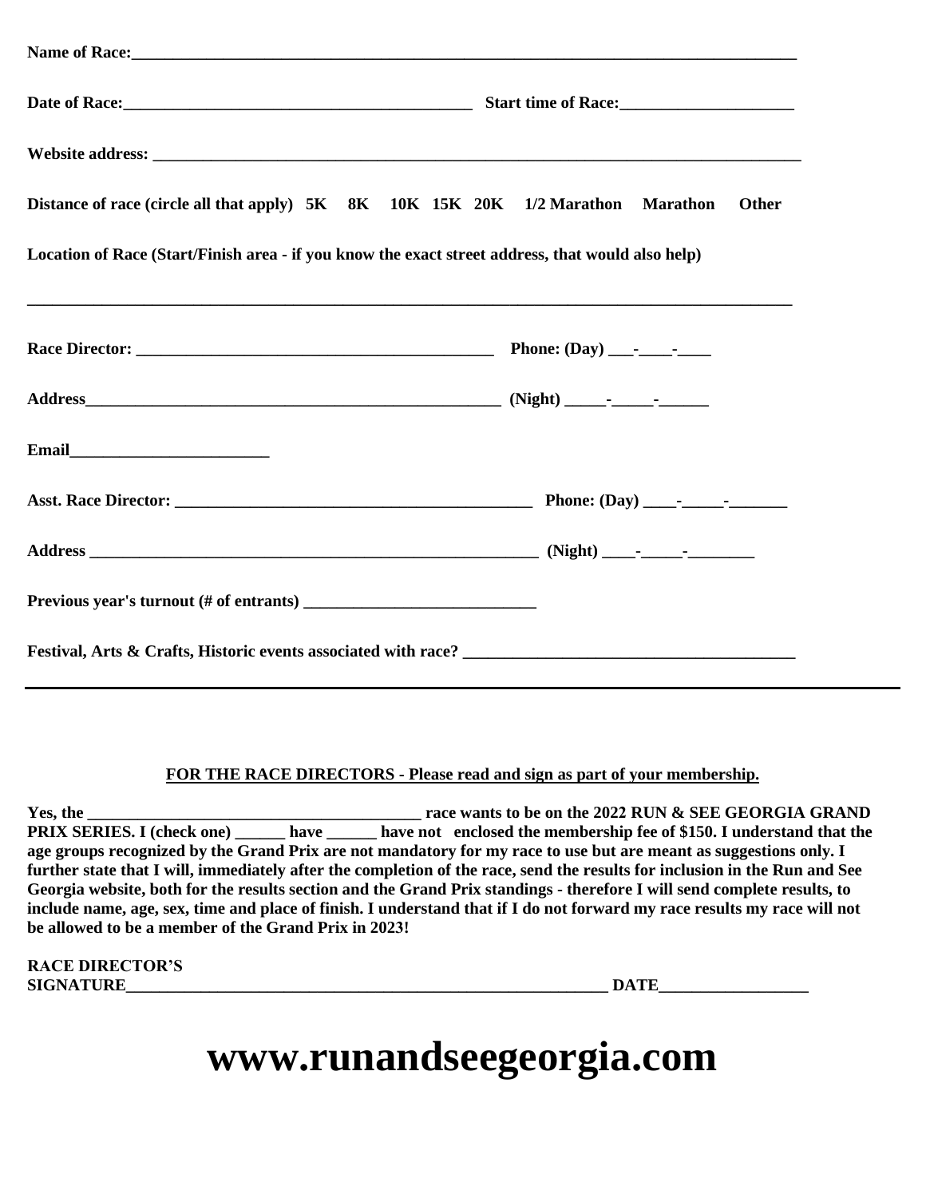**Name of Race:**_______________________________________________________________________________

**Date of Race:**__________________________________________ **Start time of Race:**_____________________

**Website address:** _____________________________________________________________________________

**Distance of race (circle all that apply) 5K 8K 10K 15K 20K 1/2 Marathon Marathon Other**

**Location of Race (Start/Finish area - if you know the exact street address, that would also help)**

_______________________________________________________________________________________________

**Race Director:** ____________________________________________ **Phone: (Day) ___-____-____**

**Address**_____________________________________________________ **(Night) _____-_____-______**

**Email**________________________

**Asst. Race Director:** ____________________________________________ **Phone: (Day) ____-_____-_______**

**Address** _______________________________________________________ **(Night) ____-_____-________**

**Previous year's turnout (# of entrants)** ____________________________

**Festival, Arts & Crafts, Historic events associated with race?** _______________________________________

---

**FOR THE RACE DIRECTORS - Please read and sign as part of your membership.**

**Yes, the _________________________________________ race wants to be on the 2022 RUN & SEE GEORGIA GRAND PRIX SERIES. I (check one) ______ have ______ have not enclosed the membership fee of $150. I understand that the age groups recognized by the Grand Prix are not mandatory for my race to use but are meant as suggestions only. I further state that I will, immediately after the completion of the race, send the results for inclusion in the Run and See Georgia website, both for the results section and the Grand Prix standings - therefore I will send complete results, to include name, age, sex, time and place of finish. I understand that if I do not forward my race results my race will not be allowed to be a member of the Grand Prix in 2023!**

**RACE DIRECTOR'S SIGNATURE**____________________________________________________________ **DATE**__________________

# www.runandseegeorgia.com